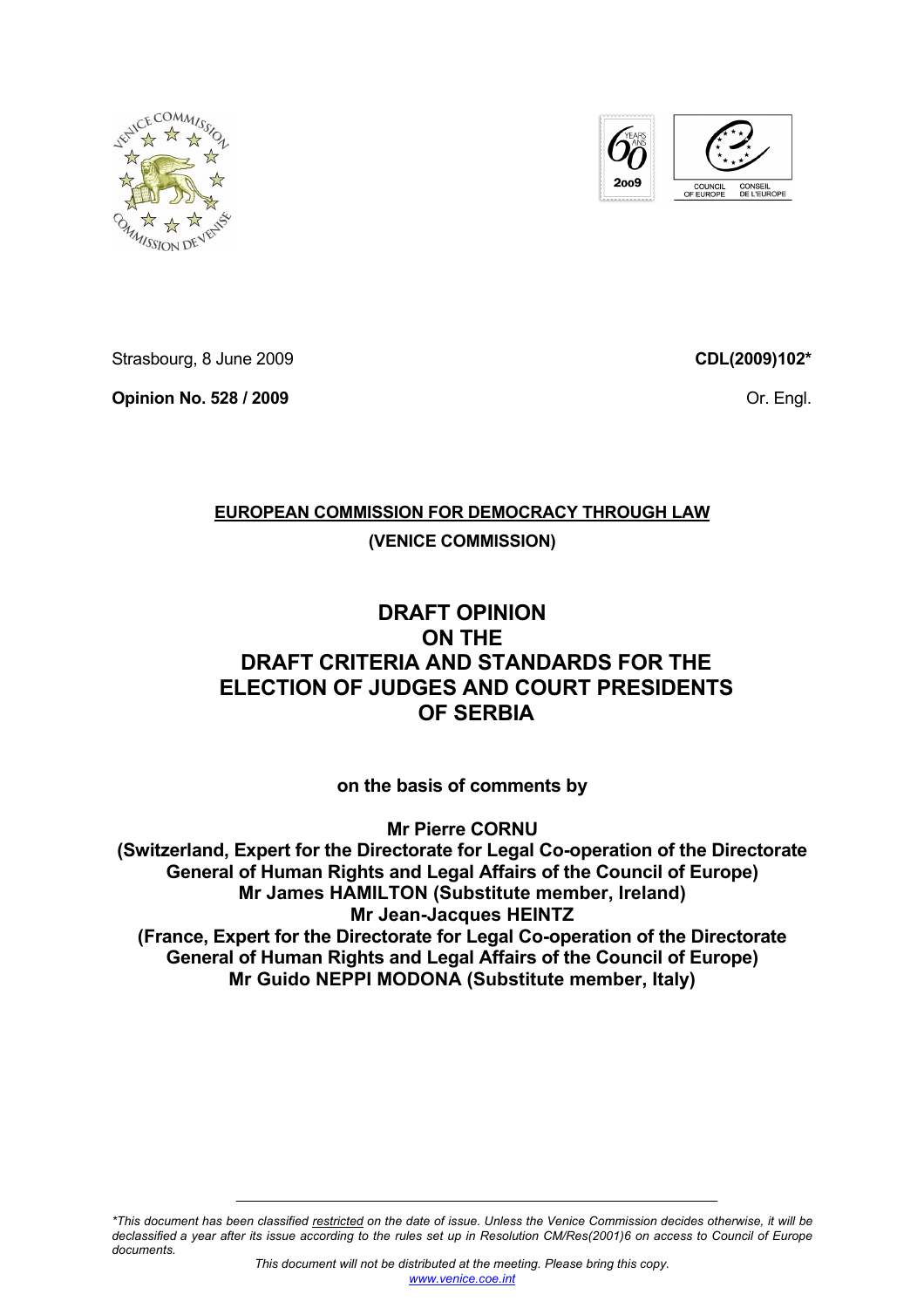Strasbourg, 8 June 2009

**CDL(2009)102***

**Opinion No. 528 / 2009**

Or. Engl.

**EUROPEAN COMMISSION FOR DEMOCRACY THROUGH LAW**

**(VENICE COMMISSION)**

# DRAFT OPINION ON THE DRAFT CRITERIA AND STANDARDS FOR THE ELECTION OF JUDGES AND COURT PRESIDENTS OF SERBIA

**on the basis of comments by**

**Mr Pierre CORNU**
**(Switzerland, Expert for the Directorate for Legal Co-operation of the Directorate General of Human Rights and Legal Affairs of the Council of Europe)**
**Mr James HAMILTON (Substitute member, Ireland)**
**Mr Jean-Jacques HEINTZ**
**(France, Expert for the Directorate for Legal Co-operation of the Directorate General of Human Rights and Legal Affairs of the Council of Europe)**
**Mr Guido NEPPI MODONA (Substitute member, Italy)**

---

**This document has been classified restricted on the date of issue. Unless the Venice Commission decides otherwise, it will be declassified a year after its issue according to the rules set up in Resolution CM/Res(2001)6 on access to Council of Europe documents.*

*This document will not be distributed at the meeting. Please bring this copy.*
www.venice.coe.int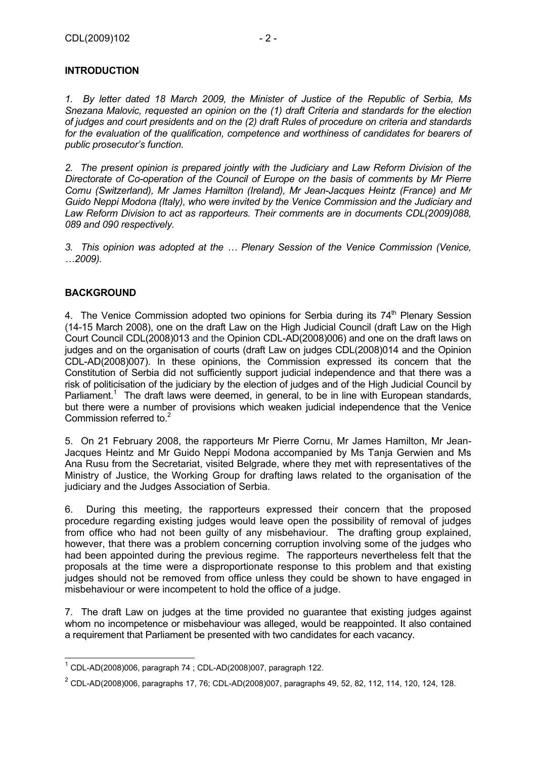## INTRODUCTION

*1. By letter dated 18 March 2009, the Minister of Justice of the Republic of Serbia, Ms Snezana Malovic, requested an opinion on the (1) draft Criteria and standards for the election of judges and court presidents and on the (2) draft Rules of procedure on criteria and standards for the evaluation of the qualification, competence and worthiness of candidates for bearers of public prosecutor's function.*

*2. The present opinion is prepared jointly with the Judiciary and Law Reform Division of the Directorate of Co-operation of the Council of Europe on the basis of comments by Mr Pierre Cornu (Switzerland), Mr James Hamilton (Ireland), Mr Jean-Jacques Heintz (France) and Mr Guido Neppi Modona (Italy), who were invited by the Venice Commission and the Judiciary and Law Reform Division to act as rapporteurs. Their comments are in documents CDL(2009)088, 089 and 090 respectively.*

*3. This opinion was adopted at the … Plenary Session of the Venice Commission (Venice, …2009).*

## BACKGROUND

4. The Venice Commission adopted two opinions for Serbia during its 74th Plenary Session (14-15 March 2008), one on the draft Law on the High Judicial Council (draft Law on the High Court Council CDL(2008)013 and the Opinion CDL-AD(2008)006) and one on the draft laws on judges and on the organisation of courts (draft Law on judges CDL(2008)014 and the Opinion CDL-AD(2008)007). In these opinions, the Commission expressed its concern that the Constitution of Serbia did not sufficiently support judicial independence and that there was a risk of politicisation of the judiciary by the election of judges and of the High Judicial Council by Parliament.[1] The draft laws were deemed, in general, to be in line with European standards, but there were a number of provisions which weaken judicial independence that the Venice Commission referred to.[2]

5. On 21 February 2008, the rapporteurs Mr Pierre Cornu, Mr James Hamilton, Mr Jean-Jacques Heintz and Mr Guido Neppi Modona accompanied by Ms Tanja Gerwien and Ms Ana Rusu from the Secretariat, visited Belgrade, where they met with representatives of the Ministry of Justice, the Working Group for drafting laws related to the organisation of the judiciary and the Judges Association of Serbia.

6. During this meeting, the rapporteurs expressed their concern that the proposed procedure regarding existing judges would leave open the possibility of removal of judges from office who had not been guilty of any misbehaviour. The drafting group explained, however, that there was a problem concerning corruption involving some of the judges who had been appointed during the previous regime. The rapporteurs nevertheless felt that the proposals at the time were a disproportionate response to this problem and that existing judges should not be removed from office unless they could be shown to have engaged in misbehaviour or were incompetent to hold the office of a judge.

7. The draft Law on judges at the time provided no guarantee that existing judges against whom no incompetence or misbehaviour was alleged, would be reappointed. It also contained a requirement that Parliament be presented with two candidates for each vacancy.

---

[1] CDL-AD(2008)006, paragraph 74 ; CDL-AD(2008)007, paragraph 122.

[2] CDL-AD(2008)006, paragraphs 17, 76; CDL-AD(2008)007, paragraphs 49, 52, 82, 112, 114, 120, 124, 128.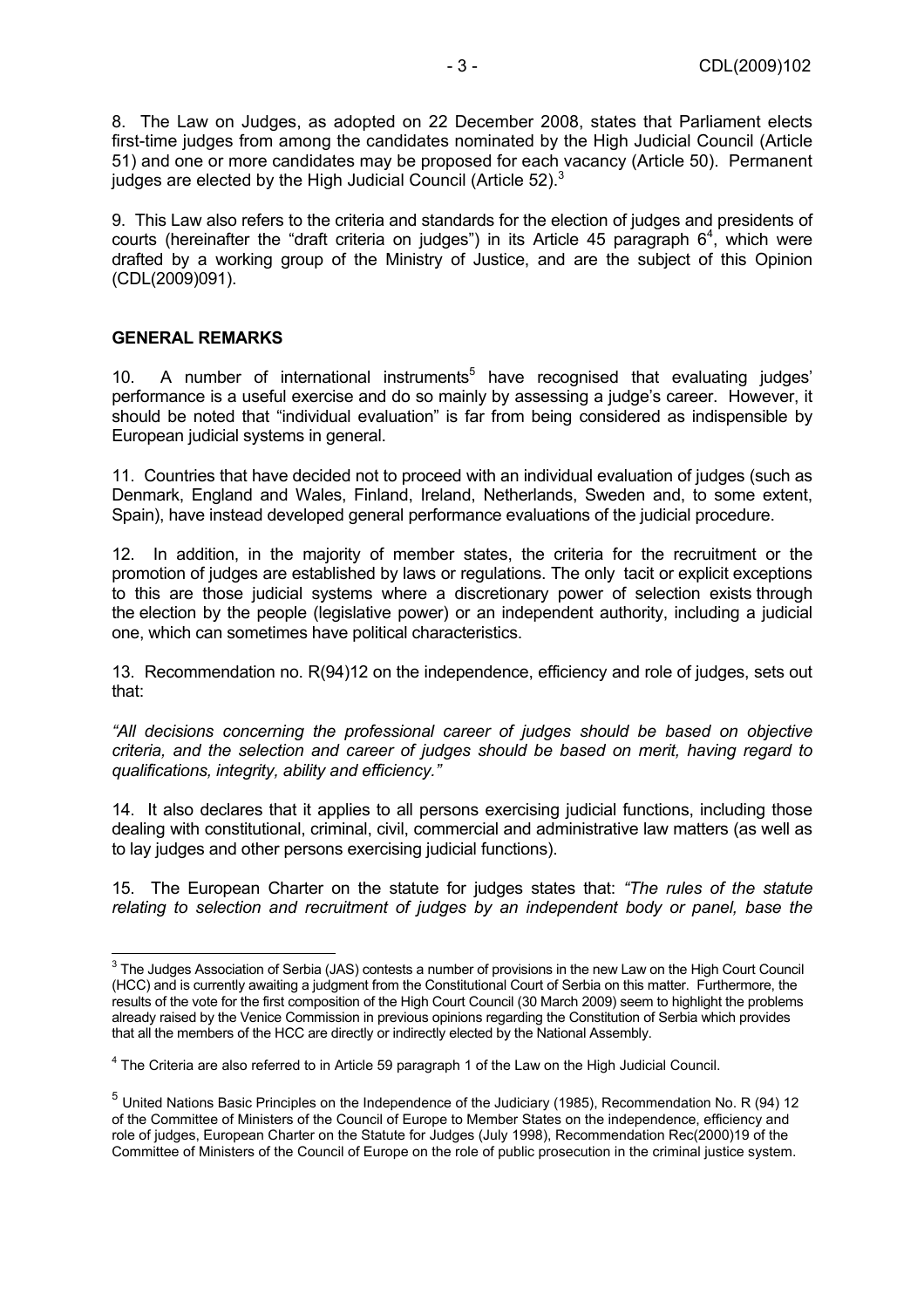8. The Law on Judges, as adopted on 22 December 2008, states that Parliament elects first-time judges from among the candidates nominated by the High Judicial Council (Article 51) and one or more candidates may be proposed for each vacancy (Article 50). Permanent judges are elected by the High Judicial Council (Article 52).[3]

9. This Law also refers to the criteria and standards for the election of judges and presidents of courts (hereinafter the "draft criteria on judges") in its Article 45 paragraph 6[4], which were drafted by a working group of the Ministry of Justice, and are the subject of this Opinion (CDL(2009)091).

## GENERAL REMARKS

10. A number of international instruments[5] have recognised that evaluating judges' performance is a useful exercise and do so mainly by assessing a judge's career. However, it should be noted that "individual evaluation" is far from being considered as indispensible by European judicial systems in general.

11. Countries that have decided not to proceed with an individual evaluation of judges (such as Denmark, England and Wales, Finland, Ireland, Netherlands, Sweden and, to some extent, Spain), have instead developed general performance evaluations of the judicial procedure.

12. In addition, in the majority of member states, the criteria for the recruitment or the promotion of judges are established by laws or regulations. The only tacit or explicit exceptions to this are those judicial systems where a discretionary power of selection exists through the election by the people (legislative power) or an independent authority, including a judicial one, which can sometimes have political characteristics.

13. Recommendation no. R(94)12 on the independence, efficiency and role of judges, sets out that:

*"All decisions concerning the professional career of judges should be based on objective criteria, and the selection and career of judges should be based on merit, having regard to qualifications, integrity, ability and efficiency."*

14. It also declares that it applies to all persons exercising judicial functions, including those dealing with constitutional, criminal, civil, commercial and administrative law matters (as well as to lay judges and other persons exercising judicial functions).

15. The European Charter on the statute for judges states that: *"The rules of the statute relating to selection and recruitment of judges by an independent body or panel, base the*

---

[3] The Judges Association of Serbia (JAS) contests a number of provisions in the new Law on the High Court Council (HCC) and is currently awaiting a judgment from the Constitutional Court of Serbia on this matter. Furthermore, the results of the vote for the first composition of the High Court Council (30 March 2009) seem to highlight the problems already raised by the Venice Commission in previous opinions regarding the Constitution of Serbia which provides that all the members of the HCC are directly or indirectly elected by the National Assembly.

[4] The Criteria are also referred to in Article 59 paragraph 1 of the Law on the High Judicial Council.

[5] United Nations Basic Principles on the Independence of the Judiciary (1985), Recommendation No. R (94) 12 of the Committee of Ministers of the Council of Europe to Member States on the independence, efficiency and role of judges, European Charter on the Statute for Judges (July 1998), Recommendation Rec(2000)19 of the Committee of Ministers of the Council of Europe on the role of public prosecution in the criminal justice system.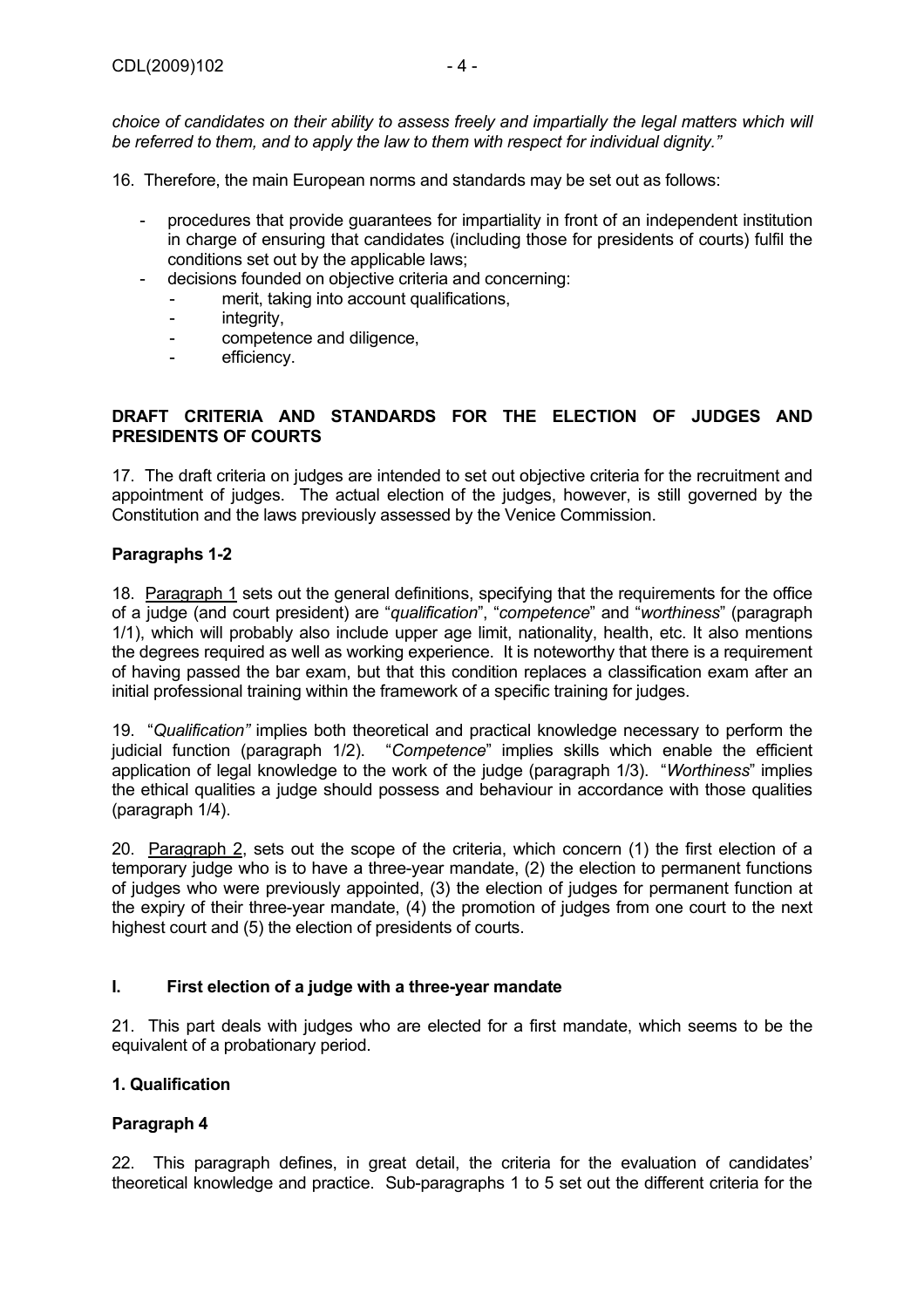*choice of candidates on their ability to assess freely and impartially the legal matters which will be referred to them, and to apply the law to them with respect for individual dignity."*

16. Therefore, the main European norms and standards may be set out as follows:

- procedures that provide guarantees for impartiality in front of an independent institution in charge of ensuring that candidates (including those for presidents of courts) fulfil the conditions set out by the applicable laws;
- decisions founded on objective criteria and concerning:
    - merit, taking into account qualifications,
    - integrity,
    - competence and diligence,
    - efficiency.

## DRAFT CRITERIA AND STANDARDS FOR THE ELECTION OF JUDGES AND PRESIDENTS OF COURTS

17. The draft criteria on judges are intended to set out objective criteria for the recruitment and appointment of judges. The actual election of the judges, however, is still governed by the Constitution and the laws previously assessed by the Venice Commission.

### Paragraphs 1-2

18. Paragraph 1 sets out the general definitions, specifying that the requirements for the office of a judge (and court president) are "*qualification*", "*competence*" and "*worthiness*" (paragraph 1/1), which will probably also include upper age limit, nationality, health, etc. It also mentions the degrees required as well as working experience. It is noteworthy that there is a requirement of having passed the bar exam, but that this condition replaces a classification exam after an initial professional training within the framework of a specific training for judges.

19. "*Qualification"* implies both theoretical and practical knowledge necessary to perform the judicial function (paragraph 1/2). "*Competence*" implies skills which enable the efficient application of legal knowledge to the work of the judge (paragraph 1/3). "*Worthiness*" implies the ethical qualities a judge should possess and behaviour in accordance with those qualities (paragraph 1/4).

20. Paragraph 2, sets out the scope of the criteria, which concern (1) the first election of a temporary judge who is to have a three-year mandate, (2) the election to permanent functions of judges who were previously appointed, (3) the election of judges for permanent function at the expiry of their three-year mandate, (4) the promotion of judges from one court to the next highest court and (5) the election of presidents of courts.

## I. First election of a judge with a three-year mandate

21. This part deals with judges who are elected for a first mandate, which seems to be the equivalent of a probationary period.

### 1. Qualification

### Paragraph 4

22. This paragraph defines, in great detail, the criteria for the evaluation of candidates' theoretical knowledge and practice. Sub-paragraphs 1 to 5 set out the different criteria for the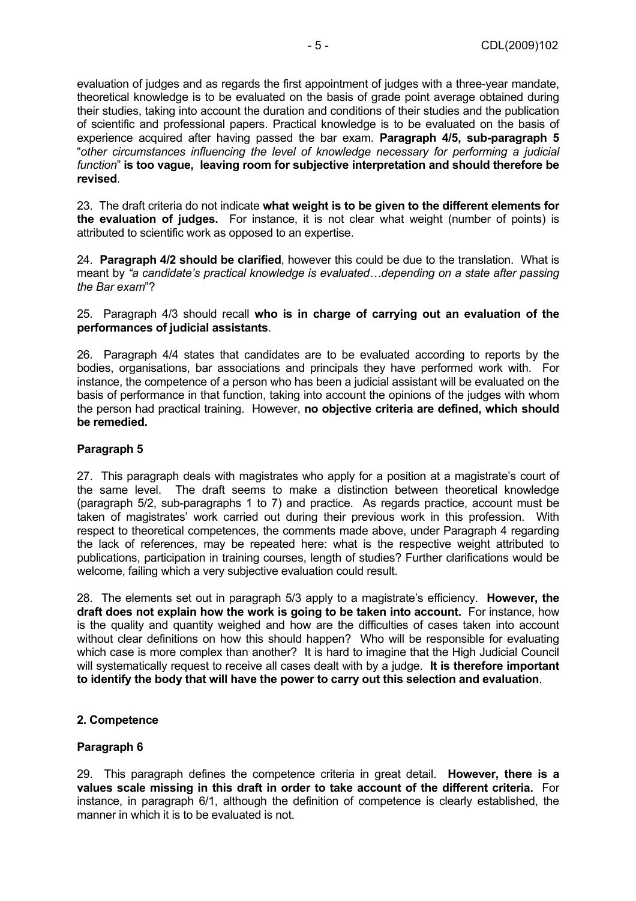evaluation of judges and as regards the first appointment of judges with a three-year mandate, theoretical knowledge is to be evaluated on the basis of grade point average obtained during their studies, taking into account the duration and conditions of their studies and the publication of scientific and professional papers. Practical knowledge is to be evaluated on the basis of experience acquired after having passed the bar exam. **Paragraph 4/5, sub-paragraph 5** "*other circumstances influencing the level of knowledge necessary for performing a judicial function*" **is too vague, leaving room for subjective interpretation and should therefore be revised**.

23. The draft criteria do not indicate **what weight is to be given to the different elements for the evaluation of judges.** For instance, it is not clear what weight (number of points) is attributed to scientific work as opposed to an expertise.

24. **Paragraph 4/2 should be clarified**, however this could be due to the translation. What is meant by *"a candidate's practical knowledge is evaluated…depending on a state after passing the Bar exam*"?

25. Paragraph 4/3 should recall **who is in charge of carrying out an evaluation of the performances of judicial assistants**.

26. Paragraph 4/4 states that candidates are to be evaluated according to reports by the bodies, organisations, bar associations and principals they have performed work with. For instance, the competence of a person who has been a judicial assistant will be evaluated on the basis of performance in that function, taking into account the opinions of the judges with whom the person had practical training. However, **no objective criteria are defined, which should be remedied.**

**Paragraph 5**

27. This paragraph deals with magistrates who apply for a position at a magistrate's court of the same level. The draft seems to make a distinction between theoretical knowledge (paragraph 5/2, sub-paragraphs 1 to 7) and practice. As regards practice, account must be taken of magistrates' work carried out during their previous work in this profession. With respect to theoretical competences, the comments made above, under Paragraph 4 regarding the lack of references, may be repeated here: what is the respective weight attributed to publications, participation in training courses, length of studies? Further clarifications would be welcome, failing which a very subjective evaluation could result.

28. The elements set out in paragraph 5/3 apply to a magistrate's efficiency. **However, the draft does not explain how the work is going to be taken into account.** For instance, how is the quality and quantity weighed and how are the difficulties of cases taken into account without clear definitions on how this should happen? Who will be responsible for evaluating which case is more complex than another? It is hard to imagine that the High Judicial Council will systematically request to receive all cases dealt with by a judge. **It is therefore important to identify the body that will have the power to carry out this selection and evaluation**.

**2. Competence**

**Paragraph 6**

29. This paragraph defines the competence criteria in great detail. **However, there is a values scale missing in this draft in order to take account of the different criteria.** For instance, in paragraph 6/1, although the definition of competence is clearly established, the manner in which it is to be evaluated is not.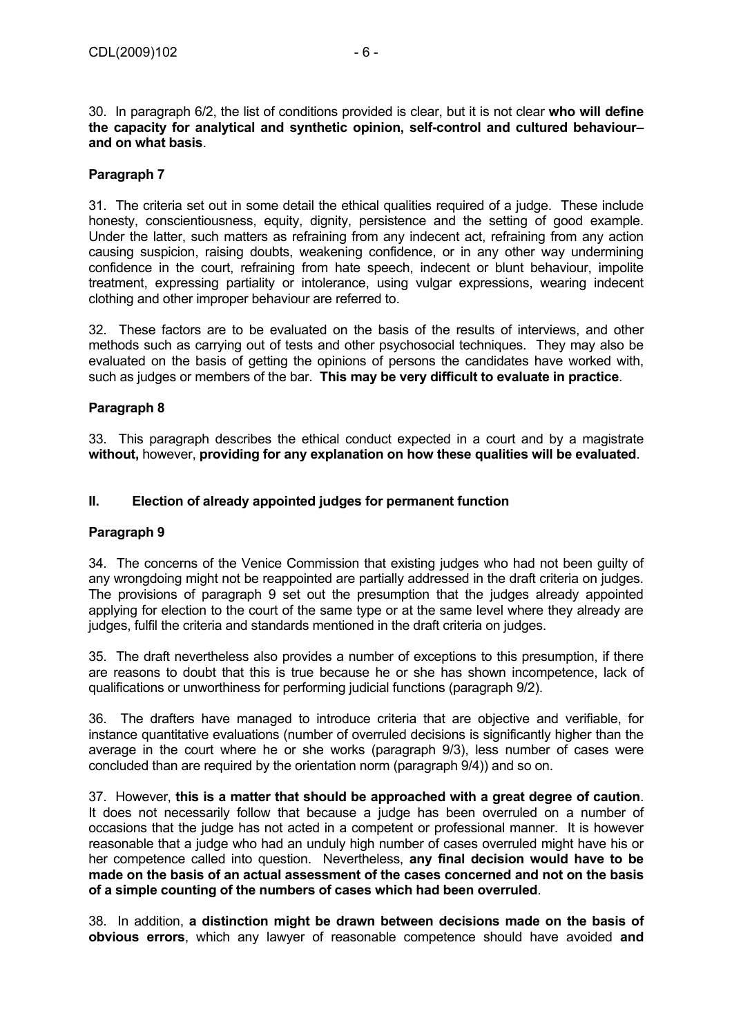30. In paragraph 6/2, the list of conditions provided is clear, but it is not clear **who will define the capacity for analytical and synthetic opinion, self-control and cultured behaviour– and on what basis**.

### Paragraph 7

31. The criteria set out in some detail the ethical qualities required of a judge. These include honesty, conscientiousness, equity, dignity, persistence and the setting of good example. Under the latter, such matters as refraining from any indecent act, refraining from any action causing suspicion, raising doubts, weakening confidence, or in any other way undermining confidence in the court, refraining from hate speech, indecent or blunt behaviour, impolite treatment, expressing partiality or intolerance, using vulgar expressions, wearing indecent clothing and other improper behaviour are referred to.

32. These factors are to be evaluated on the basis of the results of interviews, and other methods such as carrying out of tests and other psychosocial techniques. They may also be evaluated on the basis of getting the opinions of persons the candidates have worked with, such as judges or members of the bar. **This may be very difficult to evaluate in practice**.

### Paragraph 8

33. This paragraph describes the ethical conduct expected in a court and by a magistrate **without,** however, **providing for any explanation on how these qualities will be evaluated**.

## II. Election of already appointed judges for permanent function

### Paragraph 9

34. The concerns of the Venice Commission that existing judges who had not been guilty of any wrongdoing might not be reappointed are partially addressed in the draft criteria on judges. The provisions of paragraph 9 set out the presumption that the judges already appointed applying for election to the court of the same type or at the same level where they already are judges, fulfil the criteria and standards mentioned in the draft criteria on judges.

35. The draft nevertheless also provides a number of exceptions to this presumption, if there are reasons to doubt that this is true because he or she has shown incompetence, lack of qualifications or unworthiness for performing judicial functions (paragraph 9/2).

36. The drafters have managed to introduce criteria that are objective and verifiable, for instance quantitative evaluations (number of overruled decisions is significantly higher than the average in the court where he or she works (paragraph 9/3), less number of cases were concluded than are required by the orientation norm (paragraph 9/4)) and so on.

37. However, **this is a matter that should be approached with a great degree of caution**. It does not necessarily follow that because a judge has been overruled on a number of occasions that the judge has not acted in a competent or professional manner. It is however reasonable that a judge who had an unduly high number of cases overruled might have his or her competence called into question. Nevertheless, **any final decision would have to be made on the basis of an actual assessment of the cases concerned and not on the basis of a simple counting of the numbers of cases which had been overruled**.

38. In addition, **a distinction might be drawn between decisions made on the basis of obvious errors**, which any lawyer of reasonable competence should have avoided **and**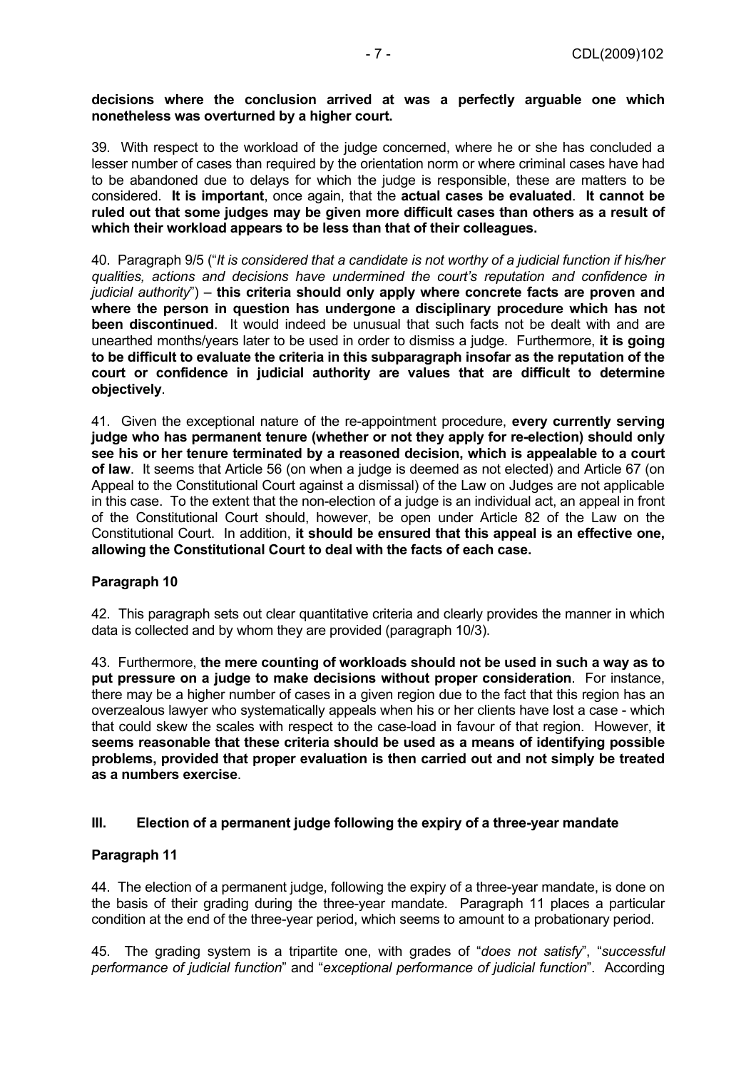**decisions where the conclusion arrived at was a perfectly arguable one which nonetheless was overturned by a higher court.**

39. With respect to the workload of the judge concerned, where he or she has concluded a lesser number of cases than required by the orientation norm or where criminal cases have had to be abandoned due to delays for which the judge is responsible, these are matters to be considered. **It is important**, once again, that the **actual cases be evaluated**. **It cannot be ruled out that some judges may be given more difficult cases than others as a result of which their workload appears to be less than that of their colleagues.**

40. Paragraph 9/5 ("*It is considered that a candidate is not worthy of a judicial function if his/her qualities, actions and decisions have undermined the court's reputation and confidence in judicial authority*") – **this criteria should only apply where concrete facts are proven and where the person in question has undergone a disciplinary procedure which has not been discontinued**. It would indeed be unusual that such facts not be dealt with and are unearthed months/years later to be used in order to dismiss a judge. Furthermore, **it is going to be difficult to evaluate the criteria in this subparagraph insofar as the reputation of the court or confidence in judicial authority are values that are difficult to determine objectively**.

41. Given the exceptional nature of the re-appointment procedure, **every currently serving judge who has permanent tenure (whether or not they apply for re-election) should only see his or her tenure terminated by a reasoned decision, which is appealable to a court of law**. It seems that Article 56 (on when a judge is deemed as not elected) and Article 67 (on Appeal to the Constitutional Court against a dismissal) of the Law on Judges are not applicable in this case. To the extent that the non-election of a judge is an individual act, an appeal in front of the Constitutional Court should, however, be open under Article 82 of the Law on the Constitutional Court. In addition, **it should be ensured that this appeal is an effective one, allowing the Constitutional Court to deal with the facts of each case.**

**Paragraph 10**

42. This paragraph sets out clear quantitative criteria and clearly provides the manner in which data is collected and by whom they are provided (paragraph 10/3).

43. Furthermore, **the mere counting of workloads should not be used in such a way as to put pressure on a judge to make decisions without proper consideration**. For instance, there may be a higher number of cases in a given region due to the fact that this region has an overzealous lawyer who systematically appeals when his or her clients have lost a case - which that could skew the scales with respect to the case-load in favour of that region. However, **it seems reasonable that these criteria should be used as a means of identifying possible problems, provided that proper evaluation is then carried out and not simply be treated as a numbers exercise**.

## III. Election of a permanent judge following the expiry of a three-year mandate

**Paragraph 11**

44. The election of a permanent judge, following the expiry of a three-year mandate, is done on the basis of their grading during the three-year mandate. Paragraph 11 places a particular condition at the end of the three-year period, which seems to amount to a probationary period.

45. The grading system is a tripartite one, with grades of "*does not satisfy*", "*successful performance of judicial function*" and "*exceptional performance of judicial function*". According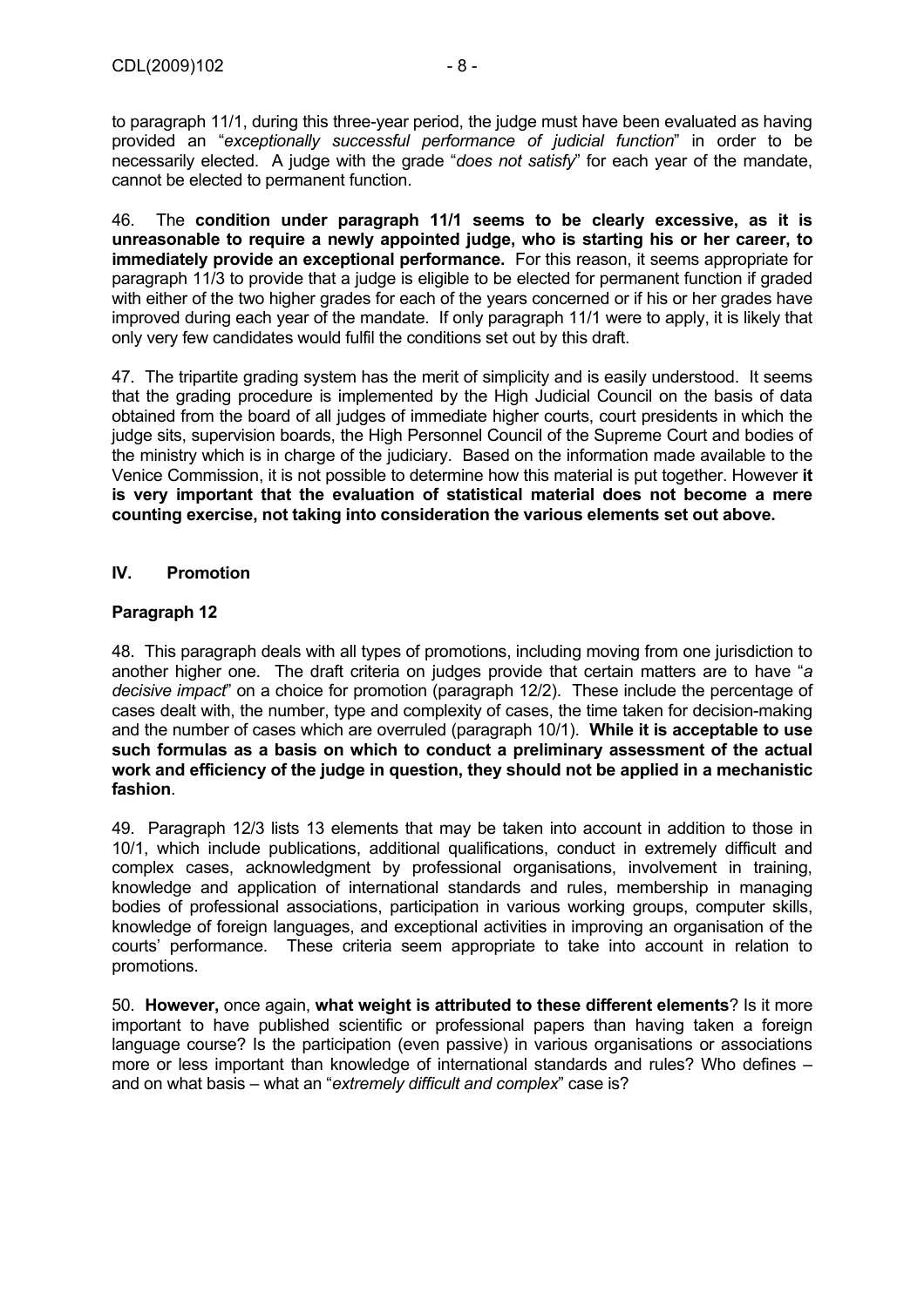to paragraph 11/1, during this three-year period, the judge must have been evaluated as having provided an "*exceptionally successful performance of judicial function*" in order to be necessarily elected. A judge with the grade "*does not satisfy*" for each year of the mandate, cannot be elected to permanent function.

46. The **condition under paragraph 11/1 seems to be clearly excessive, as it is unreasonable to require a newly appointed judge, who is starting his or her career, to immediately provide an exceptional performance.** For this reason, it seems appropriate for paragraph 11/3 to provide that a judge is eligible to be elected for permanent function if graded with either of the two higher grades for each of the years concerned or if his or her grades have improved during each year of the mandate. If only paragraph 11/1 were to apply, it is likely that only very few candidates would fulfil the conditions set out by this draft.

47. The tripartite grading system has the merit of simplicity and is easily understood. It seems that the grading procedure is implemented by the High Judicial Council on the basis of data obtained from the board of all judges of immediate higher courts, court presidents in which the judge sits, supervision boards, the High Personnel Council of the Supreme Court and bodies of the ministry which is in charge of the judiciary. Based on the information made available to the Venice Commission, it is not possible to determine how this material is put together. However **it is very important that the evaluation of statistical material does not become a mere counting exercise, not taking into consideration the various elements set out above.**

## IV. Promotion

### Paragraph 12

48. This paragraph deals with all types of promotions, including moving from one jurisdiction to another higher one. The draft criteria on judges provide that certain matters are to have "*a decisive impact*" on a choice for promotion (paragraph 12/2). These include the percentage of cases dealt with, the number, type and complexity of cases, the time taken for decision-making and the number of cases which are overruled (paragraph 10/1). **While it is acceptable to use such formulas as a basis on which to conduct a preliminary assessment of the actual work and efficiency of the judge in question, they should not be applied in a mechanistic fashion**.

49. Paragraph 12/3 lists 13 elements that may be taken into account in addition to those in 10/1, which include publications, additional qualifications, conduct in extremely difficult and complex cases, acknowledgment by professional organisations, involvement in training, knowledge and application of international standards and rules, membership in managing bodies of professional associations, participation in various working groups, computer skills, knowledge of foreign languages, and exceptional activities in improving an organisation of the courts' performance. These criteria seem appropriate to take into account in relation to promotions.

50. **However,** once again, **what weight is attributed to these different elements**? Is it more important to have published scientific or professional papers than having taken a foreign language course? Is the participation (even passive) in various organisations or associations more or less important than knowledge of international standards and rules? Who defines – and on what basis – what an "*extremely difficult and complex*" case is?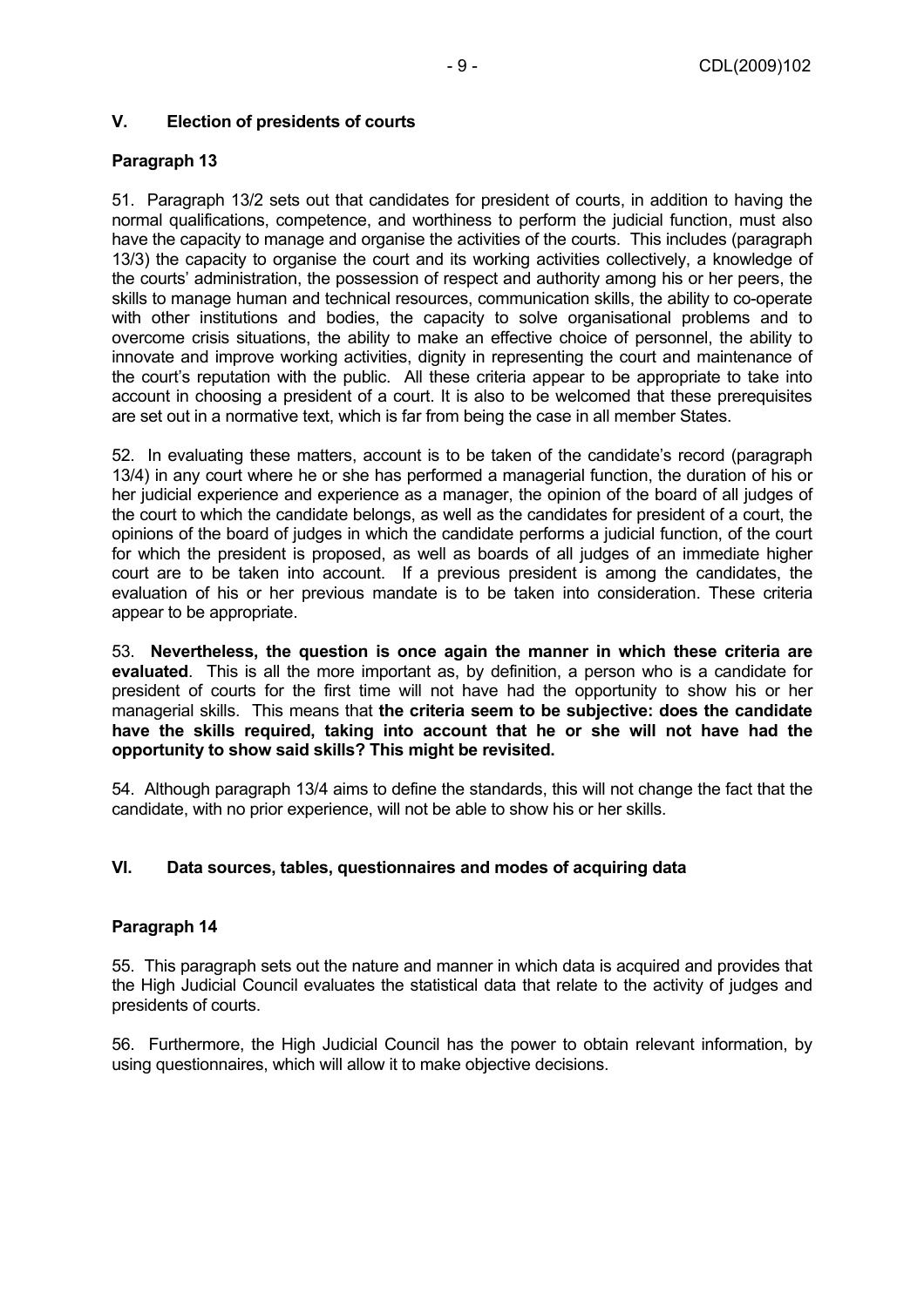## V. Election of presidents of courts

### Paragraph 13

51. Paragraph 13/2 sets out that candidates for president of courts, in addition to having the normal qualifications, competence, and worthiness to perform the judicial function, must also have the capacity to manage and organise the activities of the courts. This includes (paragraph 13/3) the capacity to organise the court and its working activities collectively, a knowledge of the courts' administration, the possession of respect and authority among his or her peers, the skills to manage human and technical resources, communication skills, the ability to co-operate with other institutions and bodies, the capacity to solve organisational problems and to overcome crisis situations, the ability to make an effective choice of personnel, the ability to innovate and improve working activities, dignity in representing the court and maintenance of the court's reputation with the public. All these criteria appear to be appropriate to take into account in choosing a president of a court. It is also to be welcomed that these prerequisites are set out in a normative text, which is far from being the case in all member States.

52. In evaluating these matters, account is to be taken of the candidate's record (paragraph 13/4) in any court where he or she has performed a managerial function, the duration of his or her judicial experience and experience as a manager, the opinion of the board of all judges of the court to which the candidate belongs, as well as the candidates for president of a court, the opinions of the board of judges in which the candidate performs a judicial function, of the court for which the president is proposed, as well as boards of all judges of an immediate higher court are to be taken into account. If a previous president is among the candidates, the evaluation of his or her previous mandate is to be taken into consideration. These criteria appear to be appropriate.

53. **Nevertheless, the question is once again the manner in which these criteria are evaluated**. This is all the more important as, by definition, a person who is a candidate for president of courts for the first time will not have had the opportunity to show his or her managerial skills. This means that **the criteria seem to be subjective: does the candidate have the skills required, taking into account that he or she will not have had the opportunity to show said skills? This might be revisited.**

54. Although paragraph 13/4 aims to define the standards, this will not change the fact that the candidate, with no prior experience, will not be able to show his or her skills.

## VI. Data sources, tables, questionnaires and modes of acquiring data

### Paragraph 14

55. This paragraph sets out the nature and manner in which data is acquired and provides that the High Judicial Council evaluates the statistical data that relate to the activity of judges and presidents of courts.

56. Furthermore, the High Judicial Council has the power to obtain relevant information, by using questionnaires, which will allow it to make objective decisions.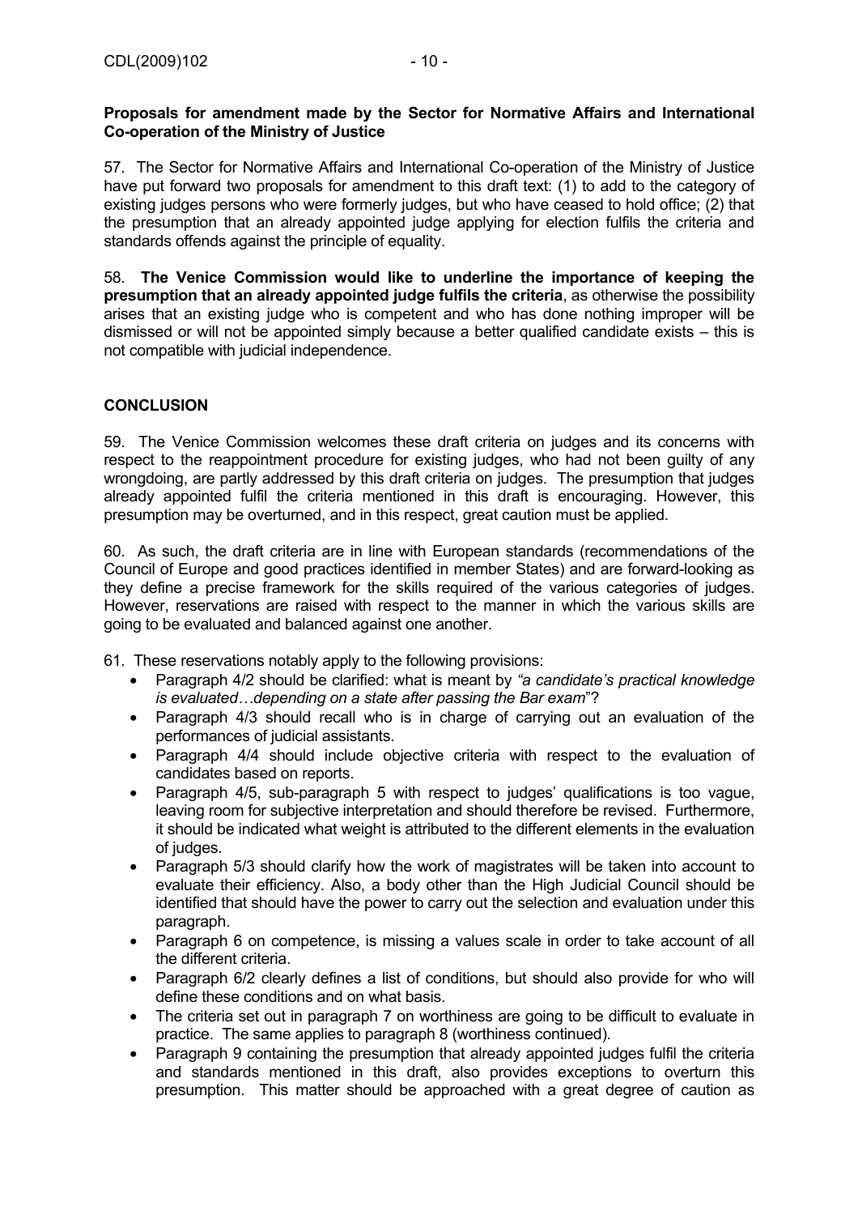**Proposals for amendment made by the Sector for Normative Affairs and International Co-operation of the Ministry of Justice**

57. The Sector for Normative Affairs and International Co-operation of the Ministry of Justice have put forward two proposals for amendment to this draft text: (1) to add to the category of existing judges persons who were formerly judges, but who have ceased to hold office; (2) that the presumption that an already appointed judge applying for election fulfils the criteria and standards offends against the principle of equality.

58. **The Venice Commission would like to underline the importance of keeping the presumption that an already appointed judge fulfils the criteria**, as otherwise the possibility arises that an existing judge who is competent and who has done nothing improper will be dismissed or will not be appointed simply because a better qualified candidate exists – this is not compatible with judicial independence.

## CONCLUSION

59. The Venice Commission welcomes these draft criteria on judges and its concerns with respect to the reappointment procedure for existing judges, who had not been guilty of any wrongdoing, are partly addressed by this draft criteria on judges. The presumption that judges already appointed fulfil the criteria mentioned in this draft is encouraging. However, this presumption may be overturned, and in this respect, great caution must be applied.

60. As such, the draft criteria are in line with European standards (recommendations of the Council of Europe and good practices identified in member States) and are forward-looking as they define a precise framework for the skills required of the various categories of judges. However, reservations are raised with respect to the manner in which the various skills are going to be evaluated and balanced against one another.

61. These reservations notably apply to the following provisions:

- Paragraph 4/2 should be clarified: what is meant by *"a candidate's practical knowledge is evaluated…depending on a state after passing the Bar exam*"?
- Paragraph 4/3 should recall who is in charge of carrying out an evaluation of the performances of judicial assistants.
- Paragraph 4/4 should include objective criteria with respect to the evaluation of candidates based on reports.
- Paragraph 4/5, sub-paragraph 5 with respect to judges' qualifications is too vague, leaving room for subjective interpretation and should therefore be revised. Furthermore, it should be indicated what weight is attributed to the different elements in the evaluation of judges.
- Paragraph 5/3 should clarify how the work of magistrates will be taken into account to evaluate their efficiency. Also, a body other than the High Judicial Council should be identified that should have the power to carry out the selection and evaluation under this paragraph.
- Paragraph 6 on competence, is missing a values scale in order to take account of all the different criteria.
- Paragraph 6/2 clearly defines a list of conditions, but should also provide for who will define these conditions and on what basis.
- The criteria set out in paragraph 7 on worthiness are going to be difficult to evaluate in practice. The same applies to paragraph 8 (worthiness continued).
- Paragraph 9 containing the presumption that already appointed judges fulfil the criteria and standards mentioned in this draft, also provides exceptions to overturn this presumption. This matter should be approached with a great degree of caution as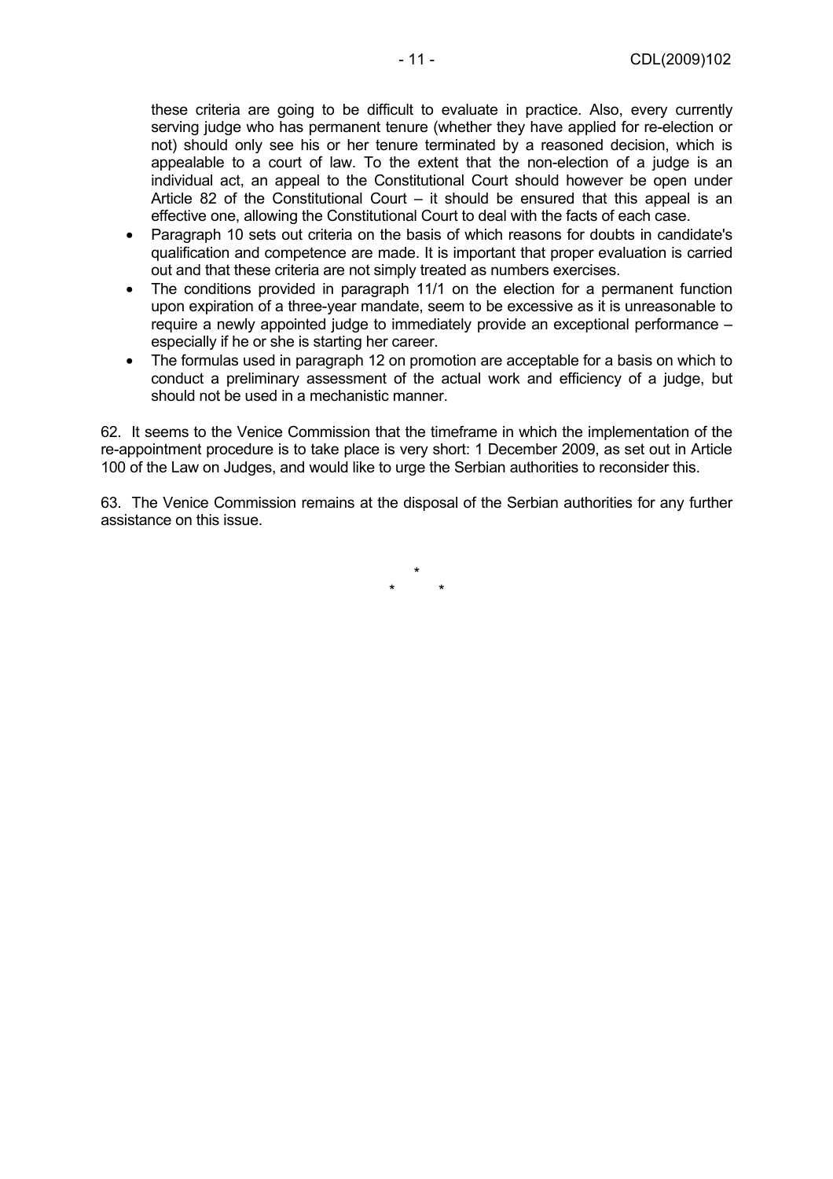these criteria are going to be difficult to evaluate in practice. Also, every currently serving judge who has permanent tenure (whether they have applied for re-election or not) should only see his or her tenure terminated by a reasoned decision, which is appealable to a court of law. To the extent that the non-election of a judge is an individual act, an appeal to the Constitutional Court should however be open under Article 82 of the Constitutional Court – it should be ensured that this appeal is an effective one, allowing the Constitutional Court to deal with the facts of each case.

- Paragraph 10 sets out criteria on the basis of which reasons for doubts in candidate's qualification and competence are made. It is important that proper evaluation is carried out and that these criteria are not simply treated as numbers exercises.
- The conditions provided in paragraph 11/1 on the election for a permanent function upon expiration of a three-year mandate, seem to be excessive as it is unreasonable to require a newly appointed judge to immediately provide an exceptional performance – especially if he or she is starting her career.
- The formulas used in paragraph 12 on promotion are acceptable for a basis on which to conduct a preliminary assessment of the actual work and efficiency of a judge, but should not be used in a mechanistic manner.

62. It seems to the Venice Commission that the timeframe in which the implementation of the re-appointment procedure is to take place is very short: 1 December 2009, as set out in Article 100 of the Law on Judges, and would like to urge the Serbian authorities to reconsider this.

63. The Venice Commission remains at the disposal of the Serbian authorities for any further assistance on this issue.

\*
\* \*